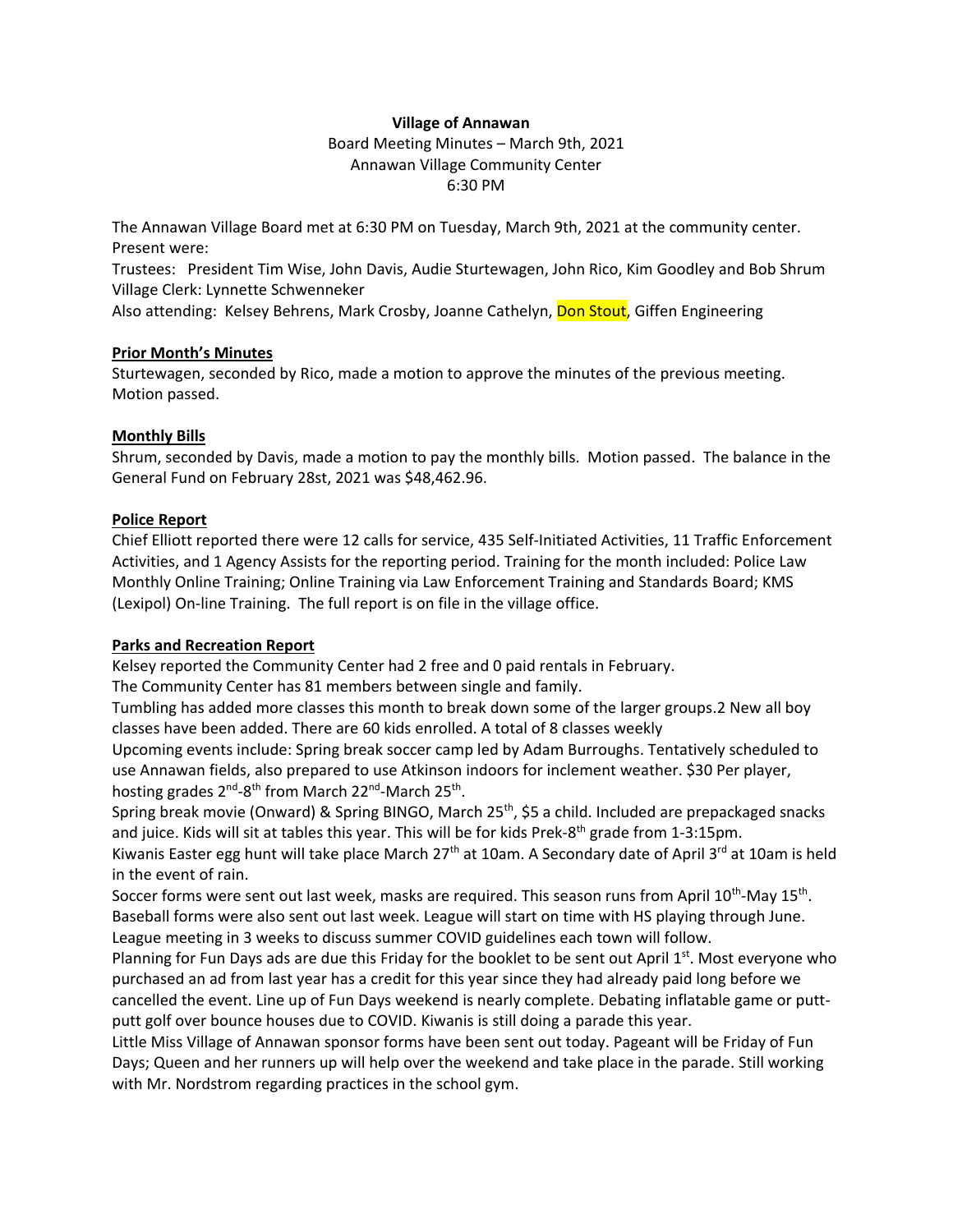**Village of Annawan**

Board Meeting Minutes – March 9th, 2021

Annawan Village Community Center

6:30 PM

The Annawan Village Board met at 6:30 PM on Tuesday, March 9th, 2021 at the community center. Present were:

Trustees: President Tim Wise, John Davis, Audie Sturtewagen, John Rico, Kim Goodley and Bob Shrum

Village Clerk: Lynnette Schwenneker

Also attending: Kelsey Behrens, Mark Crosby, Joanne Cathelyn, Don Stout, Giffen Engineering

**Prior Month's Minutes**

Sturtewagen, seconded by Rico, made a motion to approve the minutes of the previous meeting. Motion passed.

**Monthly Bills**

Shrum, seconded by Davis, made a motion to pay the monthly bills. Motion passed. The balance in the General Fund on February 28st, 2021 was $48,462.96.

**Police Report**

Chief Elliott reported there were 12 calls for service, 435 Self-Initiated Activities, 11 Traffic Enforcement Activities, and 1 Agency Assists for the reporting period. Training for the month included: Police Law Monthly Online Training; Online Training via Law Enforcement Training and Standards Board; KMS (Lexipol) On-line Training. The full report is on file in the village office.

**Parks and Recreation Report**

Kelsey reported the Community Center had 2 free and 0 paid rentals in February.

The Community Center has 81 members between single and family.

Tumbling has added more classes this month to break down some of the larger groups.2 New all boy classes have been added. There are 60 kids enrolled. A total of 8 classes weekly

Upcoming events include: Spring break soccer camp led by Adam Burroughs. Tentatively scheduled to use Annawan fields, also prepared to use Atkinson indoors for inclement weather. $30 Per player, hosting grades 2nd-8th from March 22nd-March 25th.

Spring break movie (Onward) & Spring BINGO, March 25th, $5 a child. Included are prepackaged snacks and juice. Kids will sit at tables this year. This will be for kids Prek-8th grade from 1-3:15pm.

Kiwanis Easter egg hunt will take place March 27th at 10am. A Secondary date of April 3rd at 10am is held in the event of rain.

Soccer forms were sent out last week, masks are required. This season runs from April 10th-May 15th. Baseball forms were also sent out last week. League will start on time with HS playing through June. League meeting in 3 weeks to discuss summer COVID guidelines each town will follow.

Planning for Fun Days ads are due this Friday for the booklet to be sent out April 1st. Most everyone who purchased an ad from last year has a credit for this year since they had already paid long before we cancelled the event. Line up of Fun Days weekend is nearly complete. Debating inflatable game or putt-putt golf over bounce houses due to COVID. Kiwanis is still doing a parade this year.

Little Miss Village of Annawan sponsor forms have been sent out today. Pageant will be Friday of Fun Days; Queen and her runners up will help over the weekend and take place in the parade. Still working with Mr. Nordstrom regarding practices in the school gym.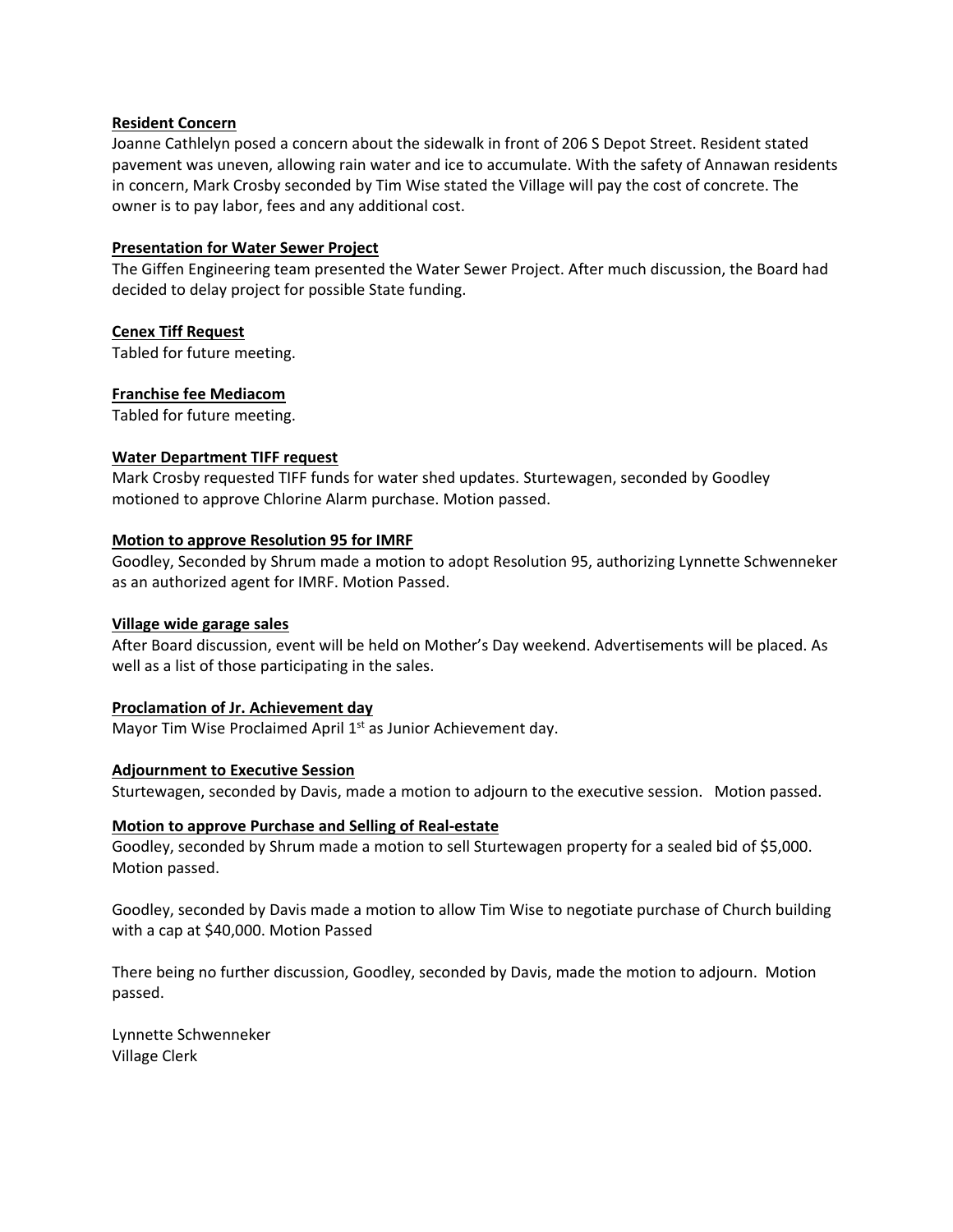**Resident Concern**

Joanne Cathlelyn posed a concern about the sidewalk in front of 206 S Depot Street. Resident stated pavement was uneven, allowing rain water and ice to accumulate. With the safety of Annawan residents in concern, Mark Crosby seconded by Tim Wise stated the Village will pay the cost of concrete. The owner is to pay labor, fees and any additional cost.

**Presentation for Water Sewer Project**

The Giffen Engineering team presented the Water Sewer Project. After much discussion, the Board had decided to delay project for possible State funding.

**Cenex Tiff Request**

Tabled for future meeting.

**Franchise fee Mediacom**

Tabled for future meeting.

**Water Department TIFF request**

Mark Crosby requested TIFF funds for water shed updates. Sturtewagen, seconded by Goodley motioned to approve Chlorine Alarm purchase. Motion passed.

**Motion to approve Resolution 95 for IMRF**

Goodley, Seconded by Shrum made a motion to adopt Resolution 95, authorizing Lynnette Schwenneker as an authorized agent for IMRF. Motion Passed.

**Village wide garage sales**

After Board discussion, event will be held on Mother's Day weekend. Advertisements will be placed. As well as a list of those participating in the sales.

**Proclamation of Jr. Achievement day**

Mayor Tim Wise Proclaimed April 1st as Junior Achievement day.

**Adjournment to Executive Session**

Sturtewagen, seconded by Davis, made a motion to adjourn to the executive session. Motion passed.

**Motion to approve Purchase and Selling of Real-estate**

Goodley, seconded by Shrum made a motion to sell Sturtewagen property for a sealed bid of $5,000. Motion passed.

Goodley, seconded by Davis made a motion to allow Tim Wise to negotiate purchase of Church building with a cap at $40,000. Motion Passed

There being no further discussion, Goodley, seconded by Davis, made the motion to adjourn. Motion passed.

Lynnette Schwenneker
Village Clerk